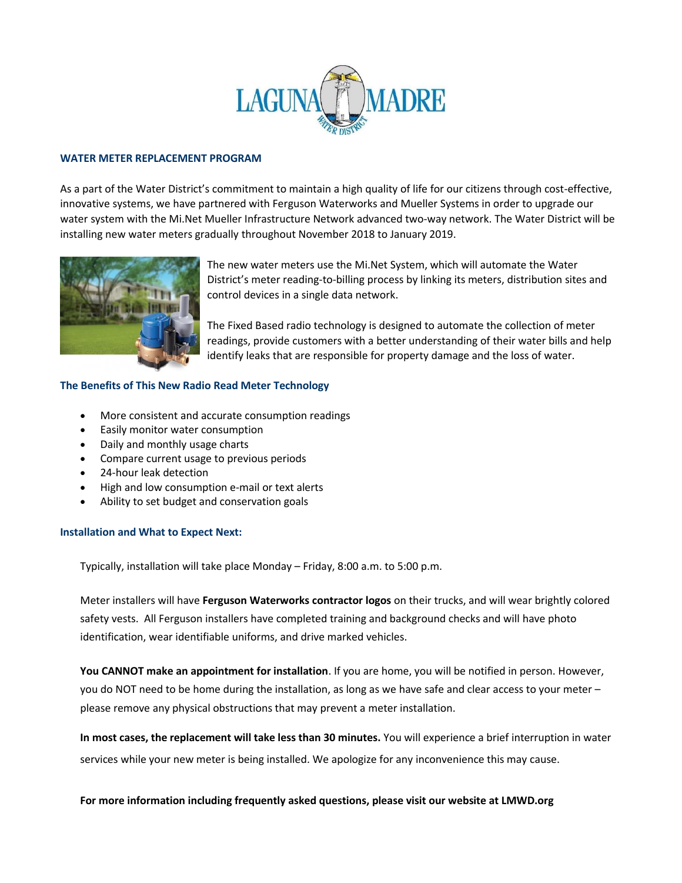## WATER METER REPLACEMENT PROGRAM

As a part of the Water District's commitment to maintain a high quality of life for our citizens through cost-effective, innovative systems, we have partnered with Ferguson Waterworks and Mueller Systems in order to upgrade our water system with the Mi.Net Mueller Infrastructure Network advanced two-way network. The Water District will be installing new water meters gradually throughout November 2018 to January 2019.

The new water meters use the Mi.Net System, which will automate the Water District's meter reading-to-billing process by linking its meters, distribution sites and control devices in a single data network.

The Fixed Based radio technology is designed to automate the collection of meter readings, provide customers with a better understanding of their water bills and help identify leaks that are responsible for property damage and the loss of water.

### The Benefits of This New Radio Read Meter Technology

- More consistent and accurate consumption readings
- Easily monitor water consumption
- Daily and monthly usage charts
- Compare current usage to previous periods
- 24-hour leak detection
- High and low consumption e-mail or text alerts
- Ability to set budget and conservation goals

### Installation and What to Expect Next:

Typically, installation will take place Monday – Friday, 8:00 a.m. to 5:00 p.m.

Meter installers will have **Ferguson Waterworks contractor logos** on their trucks, and will wear brightly colored safety vests. All Ferguson installers have completed training and background checks and will have photo identification, wear identifiable uniforms, and drive marked vehicles.

**You CANNOT make an appointment for installation**. If you are home, you will be notified in person. However, you do NOT need to be home during the installation, as long as we have safe and clear access to your meter – please remove any physical obstructions that may prevent a meter installation.

**In most cases, the replacement will take less than 30 minutes.** You will experience a brief interruption in water services while your new meter is being installed. We apologize for any inconvenience this may cause.

**For more information including frequently asked questions, please visit our website at LMWD.org**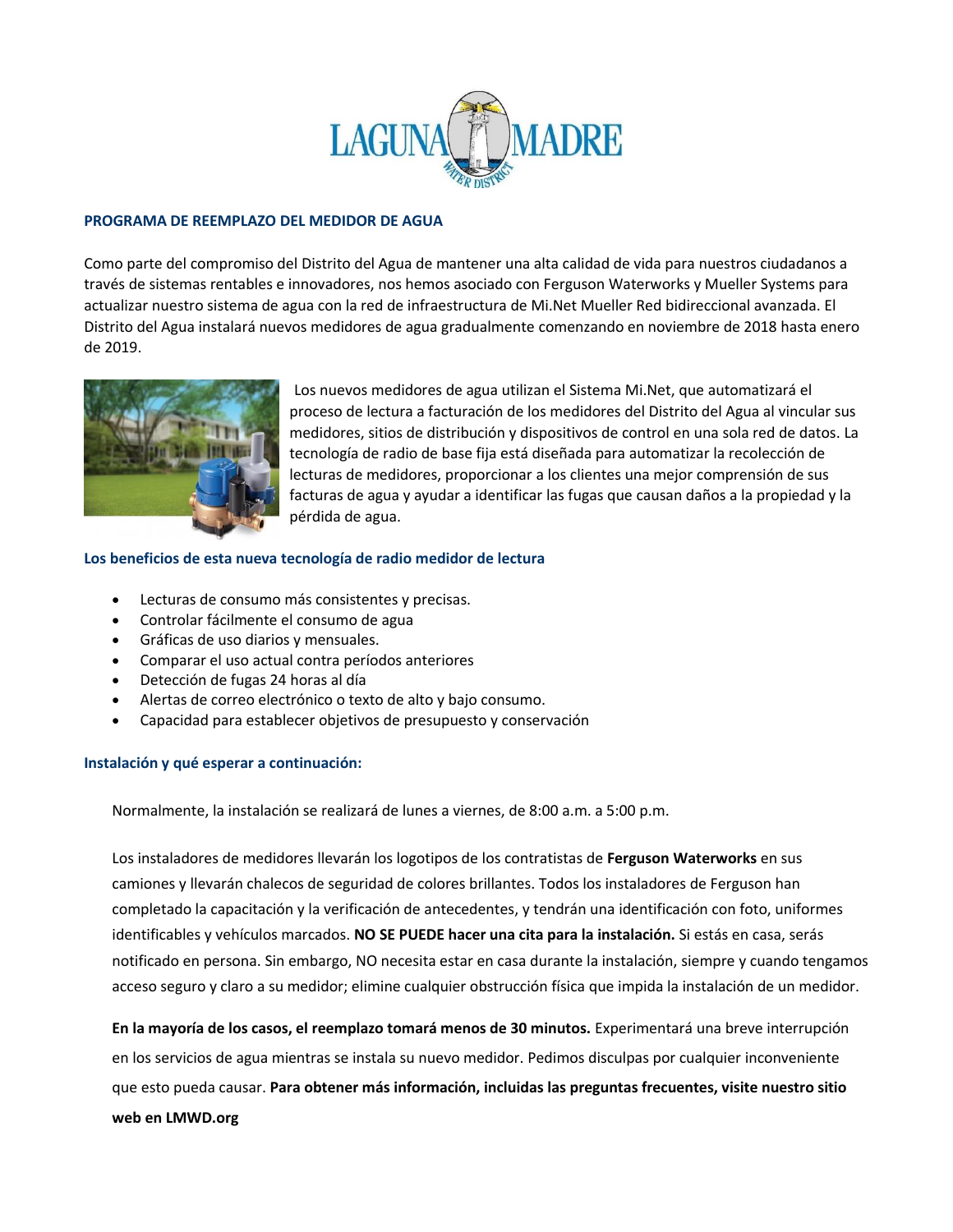## PROGRAMA DE REEMPLAZO DEL MEDIDOR DE AGUA

Como parte del compromiso del Distrito del Agua de mantener una alta calidad de vida para nuestros ciudadanos a través de sistemas rentables e innovadores, nos hemos asociado con Ferguson Waterworks y Mueller Systems para actualizar nuestro sistema de agua con la red de infraestructura de Mi.Net Mueller Red bidireccional avanzada. El Distrito del Agua instalará nuevos medidores de agua gradualmente comenzando en noviembre de 2018 hasta enero de 2019.

Los nuevos medidores de agua utilizan el Sistema Mi.Net, que automatizará el proceso de lectura a facturación de los medidores del Distrito del Agua al vincular sus medidores, sitios de distribución y dispositivos de control en una sola red de datos. La tecnología de radio de base fija está diseñada para automatizar la recolección de lecturas de medidores, proporcionar a los clientes una mejor comprensión de sus facturas de agua y ayudar a identificar las fugas que causan daños a la propiedad y la pérdida de agua.

### Los beneficios de esta nueva tecnología de radio medidor de lectura

- Lecturas de consumo más consistentes y precisas.
- Controlar fácilmente el consumo de agua
- Gráficas de uso diarios y mensuales.
- Comparar el uso actual contra períodos anteriores
- Detección de fugas 24 horas al día
- Alertas de correo electrónico o texto de alto y bajo consumo.
- Capacidad para establecer objetivos de presupuesto y conservación

### Instalación y qué esperar a continuación:

Normalmente, la instalación se realizará de lunes a viernes, de 8:00 a.m. a 5:00 p.m.

Los instaladores de medidores llevarán los logotipos de los contratistas de **Ferguson Waterworks** en sus camiones y llevarán chalecos de seguridad de colores brillantes. Todos los instaladores de Ferguson han completado la capacitación y la verificación de antecedentes, y tendrán una identificación con foto, uniformes identificables y vehículos marcados. **NO SE PUEDE hacer una cita para la instalación.** Si estás en casa, serás notificado en persona. Sin embargo, NO necesita estar en casa durante la instalación, siempre y cuando tengamos acceso seguro y claro a su medidor; elimine cualquier obstrucción física que impida la instalación de un medidor.

**En la mayoría de los casos, el reemplazo tomará menos de 30 minutos.** Experimentará una breve interrupción en los servicios de agua mientras se instala su nuevo medidor. Pedimos disculpas por cualquier inconveniente que esto pueda causar. **Para obtener más información, incluidas las preguntas frecuentes, visite nuestro sitio web en LMWD.org**